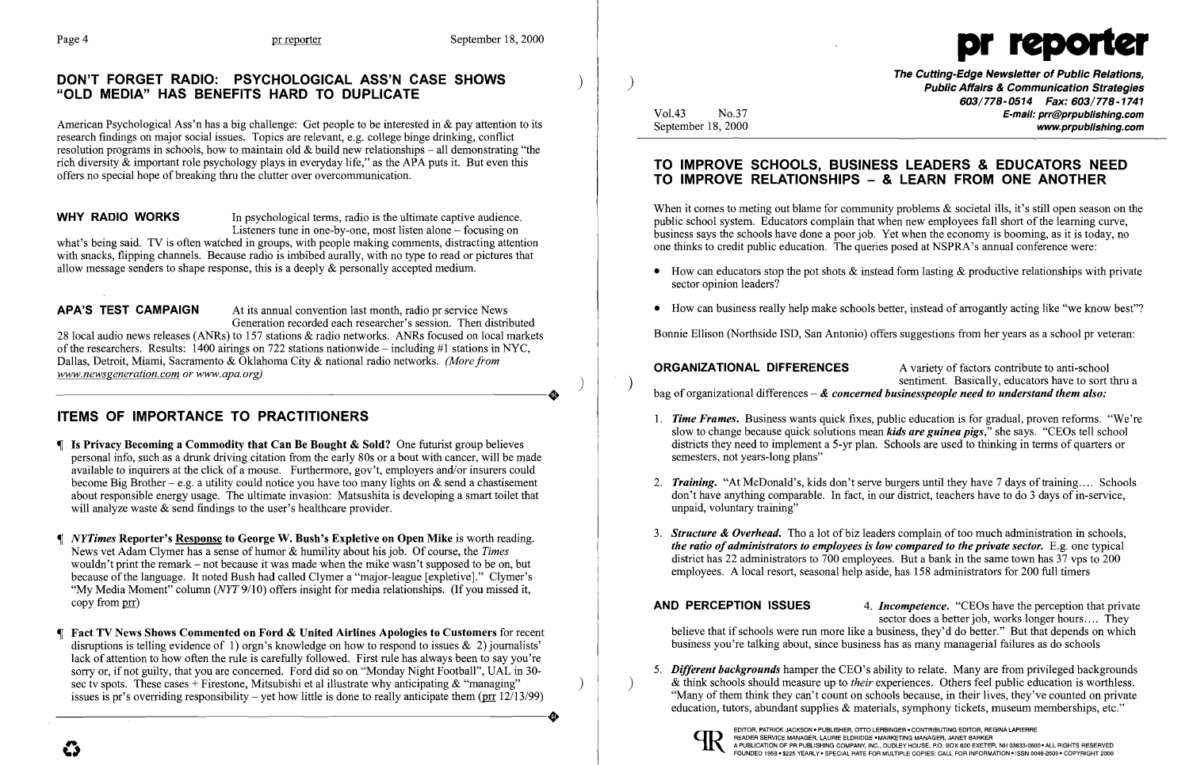# DON'T FORGET RADIO: PSYCHOLOGICAL ASS'N CASE SHOWS "OLD MEDIA" HAS BENEFITS HARD TO DUPLICATE

American Psychological Ass'n has a big challenge: Get people to be interested in & pay attention to its research findings on major social issues. Topics are relevant, e.g. college binge drinking, conflict resolution programs in schools, how to maintain old & build new relationships – all demonstrating "the rich diversity & important role psychology plays in everyday life," as the APA puts it. But even this offers no special hope of breaking thru the clutter over overcommunication.

**WHY RADIO WORKS** In psychological terms, radio is the ultimate captive audience. Listeners tune in one-by-one, most listen alone – focusing on what's being said. TV is often watched in groups, with people making comments, distracting attention with snacks, flipping channels. Because radio is imbibed aurally, with no type to read or pictures that allow message senders to shape response, this is a deeply & personally accepted medium.

**APA'S TEST CAMPAIGN** At its annual convention last month, radio pr service News Generation recorded each researcher's session. Then distributed 28 local audio news releases (ANRs) to 157 stations & radio networks. ANRs focused on local markets of the researchers. Results: 1400 airings on 722 stations nationwide – including #1 stations in NYC, Dallas, Detroit, Miami, Sacramento & Oklahoma City & national radio networks. *(More from www.newsgeneration.com or www.apa.org)*

## ITEMS OF IMPORTANCE TO PRACTITIONERS

¶ **Is Privacy Becoming a Commodity that Can Be Bought & Sold?** One futurist group believes personal info, such as a drunk driving citation from the early 80s or a bout with cancer, will be made available to inquirers at the click of a mouse. Furthermore, gov't, employers and/or insurers could become Big Brother – e.g. a utility could notice you have too many lights on & send a chastisement about responsible energy usage. The ultimate invasion: Matsushita is developing a smart toilet that will analyze waste & send findings to the user's healthcare provider.

¶ ***NYTimes* Reporter's Response to George W. Bush's Expletive on Open Mike** is worth reading. News vet Adam Clymer has a sense of humor & humility about his job. Of course, the *Times* wouldn't print the remark – not because it was made when the mike wasn't supposed to be on, but because of the language. It noted Bush had called Clymer a "major-league [expletive]." Clymer's "My Media Moment" column (*NYT* 9/10) offers insight for media relationships. (If you missed it, copy from prr)

¶ **Fact TV News Shows Commented on Ford & United Airlines Apologies to Customers** for recent disruptions is telling evidence of 1) orgn's knowledge on how to respond to issues & 2) journalists' lack of attention to how often the rule is carefully followed. First rule has always been to say you're sorry or, if not guilty, that you are concerned. Ford did so on "Monday Night Football", UAL in 30-sec tv spots. These cases + Firestone, Mitsubishi et al illustrate why anticipating & "managing" issues is pr's overriding responsibility – yet how little is done to really anticipate them (prr 12/13/99)

---

# pr reporter

**The Cutting-Edge Newsletter of Public Relations, Public Affairs & Communication Strategies**
603/778-0514 Fax: 603/778-1741
E-mail: prr@prpublishing.com
www.prpublishing.com

Vol.43 No.37
September 18, 2000

# TO IMPROVE SCHOOLS, BUSINESS LEADERS & EDUCATORS NEED TO IMPROVE RELATIONSHIPS – & LEARN FROM ONE ANOTHER

When it comes to meting out blame for community problems & societal ills, it's still open season on the public school system. Educators complain that when new employees fall short of the learning curve, business says the schools have done a poor job. Yet when the economy is booming, as it is today, no one thinks to credit public education. The queries posed at NSPRA's annual conference were:

- How can educators stop the pot shots & instead form lasting & productive relationships with private sector opinion leaders?
- How can business really help make schools better, instead of arrogantly acting like "we know best"?

Bonnie Ellison (Northside ISD, San Antonio) offers suggestions from her years as a school pr veteran:

**ORGANIZATIONAL DIFFERENCES** A variety of factors contribute to anti-school sentiment. Basically, educators have to sort thru a bag of organizational differences – ***& concerned businesspeople need to understand them also:***

1. ***Time Frames.*** Business wants quick fixes, public education is for gradual, proven reforms. "We're slow to change because quick solutions mean ***kids are guinea pigs***," she says. "CEOs tell school districts they need to implement a 5-yr plan. Schools are used to thinking in terms of quarters or semesters, not years-long plans"

2. ***Training.*** "At McDonald's, kids don't serve burgers until they have 7 days of training.... Schools don't have anything comparable. In fact, in our district, teachers have to do 3 days of in-service, unpaid, voluntary training"

3. ***Structure & Overhead.*** Tho a lot of biz leaders complain of too much administration in schools, ***the ratio of administrators to employees is low compared to the private sector.*** E.g. one typical district has 22 administrators to 700 employees. But a bank in the same town has 37 vps to 200 employees. A local resort, seasonal help aside, has 158 administrators for 200 full timers

**AND PERCEPTION ISSUES**

4. ***Incompetence.*** "CEOs have the perception that private sector does a better job, works longer hours.... They believe that if schools were run more like a business, they'd do better." But that depends on which business you're talking about, since business has as many managerial failures as do schools

5. ***Different backgrounds*** hamper the CEO's ability to relate. Many are from privileged backgrounds & think schools should measure up to *their* experiences. Others feel public education is worthless. "Many of them think they can't count on schools because, in their lives, they've counted on private education, tutors, abundant supplies & materials, symphony tickets, museum memberships, etc."

EDITOR, PATRICK JACKSON • PUBLISHER, OTTO LERBINGER • CONTRIBUTING EDITOR, REGINA LAPIERRE
READER SERVICE MANAGER, LAURIE ELDRIDGE • MARKETING MANAGER, JANET BARKER
A PUBLICATION OF PR PUBLISHING COMPANY, INC., DUDLEY HOUSE, P.O. BOX 600 EXETER, NH 03833-0600 • ALL RIGHTS RESERVED
FOUNDED 1958 • $225 YEARLY • SPECIAL RATE FOR MULTIPLE COPIES: CALL FOR INFORMATION • ISSN 0048-2609 • COPYRIGHT 2000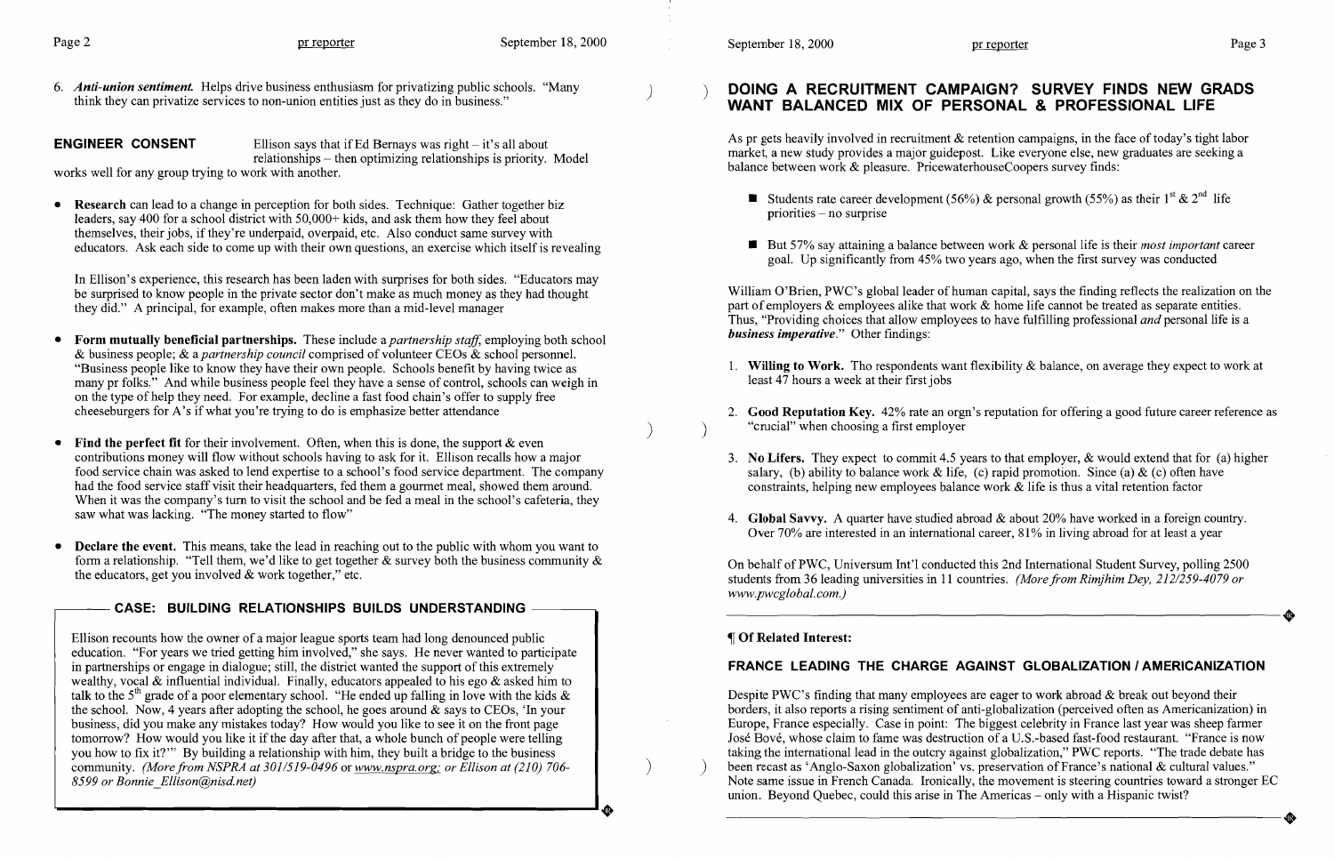6. ***Anti-union sentiment.*** Helps drive business enthusiasm for privatizing public schools. "Many think they can privatize services to non-union entities just as they do in business."

## ENGINEER CONSENT

Ellison says that if Ed Bernays was right – it's all about relationships – then optimizing relationships is priority. Model works well for any group trying to work with another.

- **Research** can lead to a change in perception for both sides. Technique: Gather together biz leaders, say 400 for a school district with 50,000+ kids, and ask them how they feel about themselves, their jobs, if they're underpaid, overpaid, etc. Also conduct same survey with educators. Ask each side to come up with their own questions, an exercise which itself is revealing

  In Ellison's experience, this research has been laden with surprises for both sides. "Educators may be surprised to know people in the private sector don't make as much money as they had thought they did." A principal, for example, often makes more than a mid-level manager

- **Form mutually beneficial partnerships.** These include a *partnership staff*, employing both school & business people; & a *partnership council* comprised of volunteer CEOs & school personnel. "Business people like to know they have their own people. Schools benefit by having twice as many pr folks." And while business people feel they have a sense of control, schools can weigh in on the type of help they need. For example, decline a fast food chain's offer to supply free cheeseburgers for A's if what you're trying to do is emphasize better attendance

- **Find the perfect fit** for their involvement. Often, when this is done, the support & even contributions money will flow without schools having to ask for it. Ellison recalls how a major food service chain was asked to lend expertise to a school's food service department. The company had the food service staff visit their headquarters, fed them a gourmet meal, showed them around. When it was the company's turn to visit the school and be fed a meal in the school's cafeteria, they saw what was lacking. "The money started to flow"

- **Declare the event.** This means, take the lead in reaching out to the public with whom you want to form a relationship. "Tell them, we'd like to get together & survey both the business community & the educators, get you involved & work together," etc.

### CASE: BUILDING RELATIONSHIPS BUILDS UNDERSTANDING

Ellison recounts how the owner of a major league sports team had long denounced public education. "For years we tried getting him involved," she says. He never wanted to participate in partnerships or engage in dialogue; still, the district wanted the support of this extremely wealthy, vocal & influential individual. Finally, educators appealed to his ego & asked him to talk to the 5th grade of a poor elementary school. "He ended up falling in love with the kids & the school. Now, 4 years after adopting the school, he goes around & says to CEOs, 'In your business, did you make any mistakes today? How would you like to see it on the front page tomorrow? How would you like it if the day after that, a whole bunch of people were telling you how to fix it?'" By building a relationship with him, they built a bridge to the business community. *(More from NSPRA at 301/519-0496 or www.nspra.org; or Ellison at (210) 706-8599 or Bonnie_Ellison@nisd.net)*

## DOING A RECRUITMENT CAMPAIGN? SURVEY FINDS NEW GRADS WANT BALANCED MIX OF PERSONAL & PROFESSIONAL LIFE

As pr gets heavily involved in recruitment & retention campaigns, in the face of today's tight labor market, a new study provides a major guidepost. Like everyone else, new graduates are seeking a balance between work & pleasure. PricewaterhouseCoopers survey finds:

- Students rate career development (56%) & personal growth (55%) as their 1st & 2nd life priorities – no surprise
- But 57% say attaining a balance between work & personal life is their *most important* career goal. Up significantly from 45% two years ago, when the first survey was conducted

William O'Brien, PWC's global leader of human capital, says the finding reflects the realization on the part of employers & employees alike that work & home life cannot be treated as separate entities. Thus, "Providing choices that allow employees to have fulfilling professional *and* personal life is a ***business imperative***." Other findings:

1. **Willing to Work.** Tho respondents want flexibility & balance, on average they expect to work at least 47 hours a week at their first jobs
2. **Good Reputation Key.** 42% rate an orgn's reputation for offering a good future career reference as "crucial" when choosing a first employer
3. **No Lifers.** They expect to commit 4.5 years to that employer, & would extend that for (a) higher salary, (b) ability to balance work & life, (c) rapid promotion. Since (a) & (c) often have constraints, helping new employees balance work & life is thus a vital retention factor
4. **Global Savvy.** A quarter have studied abroad & about 20% have worked in a foreign country. Over 70% are interested in an international career, 81% in living abroad for at least a year

On behalf of PWC, Universum Int'l conducted this 2nd International Student Survey, polling 2500 students from 36 leading universities in 11 countries. *(More from Rimjhim Dey, 212/259-4079 or www.pwcglobal.com.)*

---

**¶ Of Related Interest:**

## FRANCE LEADING THE CHARGE AGAINST GLOBALIZATION / AMERICANIZATION

Despite PWC's finding that many employees are eager to work abroad & break out beyond their borders, it also reports a rising sentiment of anti-globalization (perceived often as Americanization) in Europe, France especially. Case in point: The biggest celebrity in France last year was sheep farmer José Bové, whose claim to fame was destruction of a U.S.-based fast-food restaurant. "France is now taking the international lead in the outcry against globalization," PWC reports. "The trade debate has been recast as 'Anglo-Saxon globalization' vs. preservation of France's national & cultural values." Note same issue in French Canada. Ironically, the movement is steering countries toward a stronger EC union. Beyond Quebec, could this arise in The Americas – only with a Hispanic twist?